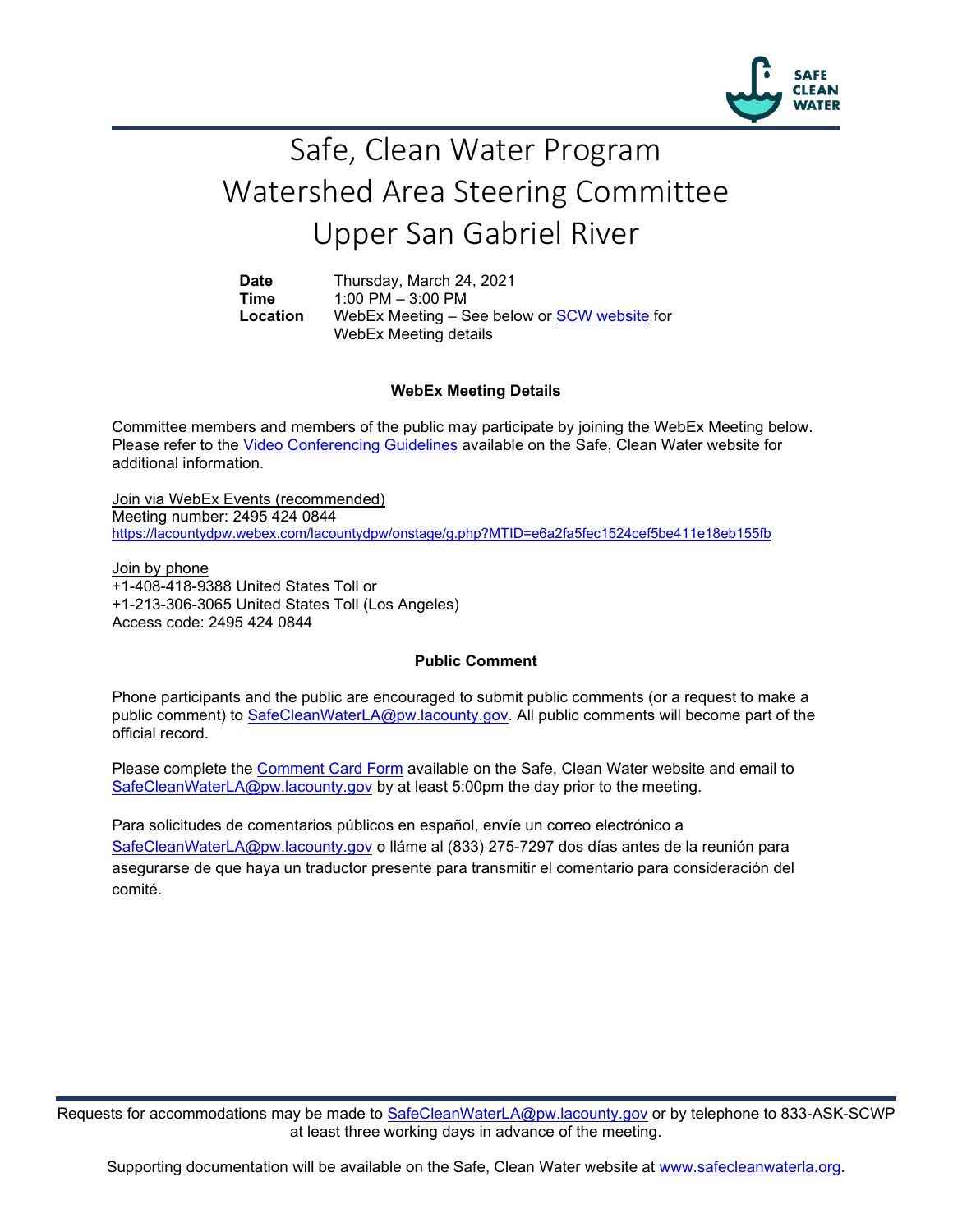# Safe, Clean Water Program
# Watershed Area Steering Committee
# Upper San Gabriel River

**Date** Thursday, March 24, 2021
**Time** 1:00 PM – 3:00 PM
**Location** WebEx Meeting – See below or [SCW website](https://www.safecleanwaterla.org) for WebEx Meeting details

### WebEx Meeting Details

Committee members and members of the public may participate by joining the WebEx Meeting below. Please refer to the Video Conferencing Guidelines available on the Safe, Clean Water website for additional information.

Join via WebEx Events (recommended)
Meeting number: 2495 424 0844
https://lacountydpw.webex.com/lacountydpw/onstage/g.php?MTID=e6a2fa5fec1524cef5be411e18eb155fb

Join by phone
+1-408-418-9388 United States Toll or
+1-213-306-3065 United States Toll (Los Angeles)
Access code: 2495 424 0844

### Public Comment

Phone participants and the public are encouraged to submit public comments (or a request to make a public comment) to SafeCleanWaterLA@pw.lacounty.gov. All public comments will become part of the official record.

Please complete the Comment Card Form available on the Safe, Clean Water website and email to SafeCleanWaterLA@pw.lacounty.gov by at least 5:00pm the day prior to the meeting.

Para solicitudes de comentarios públicos en español, envíe un correo electrónico a SafeCleanWaterLA@pw.lacounty.gov o lláme al (833) 275-7297 dos días antes de la reunión para asegurarse de que haya un traductor presente para transmitir el comentario para consideración del comité.

Requests for accommodations may be made to SafeCleanWaterLA@pw.lacounty.gov or by telephone to 833-ASK-SCWP at least three working days in advance of the meeting.

Supporting documentation will be available on the Safe, Clean Water website at www.safecleanwaterla.org.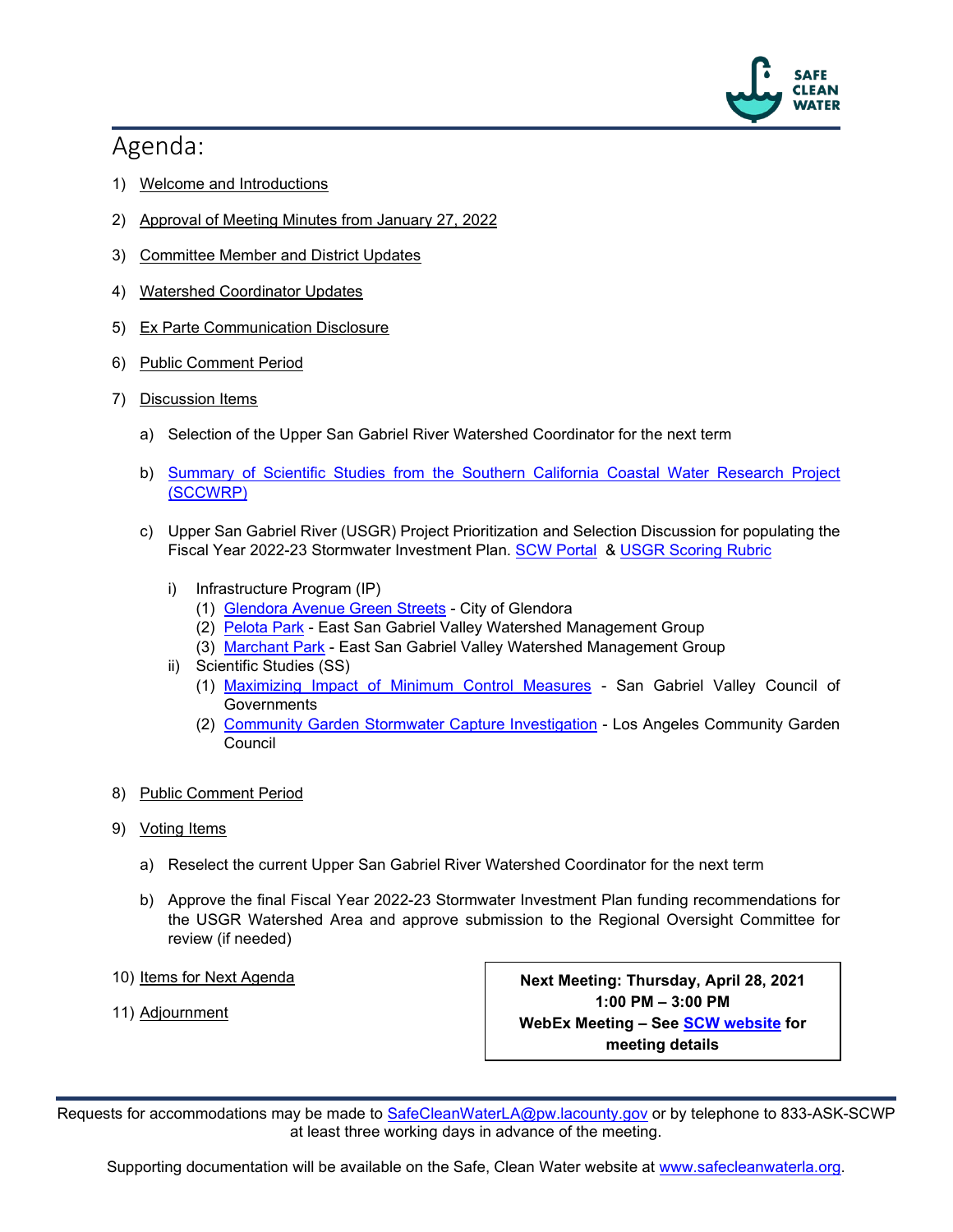# Agenda:

1) Welcome and Introductions

2) Approval of Meeting Minutes from January 27, 2022

3) Committee Member and District Updates

4) Watershed Coordinator Updates

5) Ex Parte Communication Disclosure

6) Public Comment Period

7) Discussion Items

   a) Selection of the Upper San Gabriel River Watershed Coordinator for the next term

   b) Summary of Scientific Studies from the Southern California Coastal Water Research Project (SCCWRP)

   c) Upper San Gabriel River (USGR) Project Prioritization and Selection Discussion for populating the Fiscal Year 2022-23 Stormwater Investment Plan. SCW Portal & USGR Scoring Rubric

      i) Infrastructure Program (IP)
         (1) Glendora Avenue Green Streets - City of Glendora
         (2) Pelota Park - East San Gabriel Valley Watershed Management Group
         (3) Marchant Park - East San Gabriel Valley Watershed Management Group

      ii) Scientific Studies (SS)
         (1) Maximizing Impact of Minimum Control Measures - San Gabriel Valley Council of Governments
         (2) Community Garden Stormwater Capture Investigation - Los Angeles Community Garden Council

8) Public Comment Period

9) Voting Items

   a) Reselect the current Upper San Gabriel River Watershed Coordinator for the next term

   b) Approve the final Fiscal Year 2022-23 Stormwater Investment Plan funding recommendations for the USGR Watershed Area and approve submission to the Regional Oversight Committee for review (if needed)

10) Items for Next Agenda

11) Adjournment

**Next Meeting: Thursday, April 28, 2021**
**1:00 PM – 3:00 PM**
**WebEx Meeting – See SCW website for meeting details**

Requests for accommodations may be made to SafeCleanWaterLA@pw.lacounty.gov or by telephone to 833-ASK-SCWP at least three working days in advance of the meeting.

Supporting documentation will be available on the Safe, Clean Water website at www.safecleanwaterla.org.